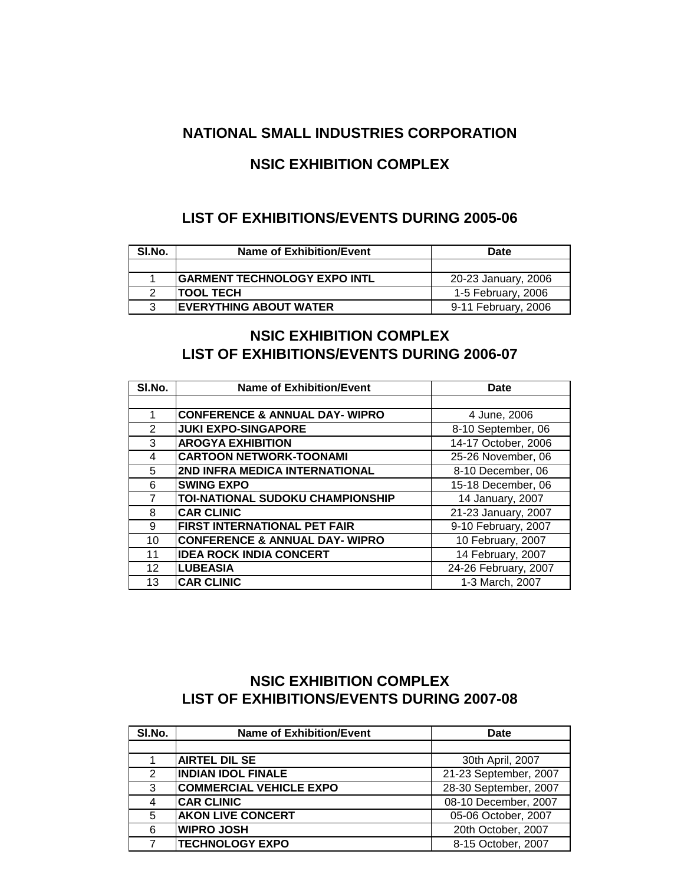# NATIONAL SMALL INDUSTRIES CORPORATION

## NSIC EXHIBITION COMPLEX

### LIST OF EXHIBITIONS/EVENTS DURING 2005-06

| Sl.No. | Name of Exhibition/Event | Date |
|---|---|---|
| | | |
| 1 | **GARMENT TECHNOLOGY EXPO INTL** | 20-23 January, 2006 |
| 2 | **TOOL TECH** | 1-5 February, 2006 |
| 3 | **EVERYTHING ABOUT WATER** | 9-11 February, 2006 |

## NSIC EXHIBITION COMPLEX

### LIST OF EXHIBITIONS/EVENTS DURING 2006-07

| Sl.No. | Name of Exhibition/Event | Date |
|---|---|---|
| | | |
| 1 | **CONFERENCE & ANNUAL DAY- WIPRO** | 4 June, 2006 |
| 2 | **JUKI EXPO-SINGAPORE** | 8-10 September, 06 |
| 3 | **AROGYA EXHIBITION** | 14-17 October, 2006 |
| 4 | **CARTOON NETWORK-TOONAMI** | 25-26 November, 06 |
| 5 | **2ND INFRA MEDICA INTERNATIONAL** | 8-10 December, 06 |
| 6 | **SWING EXPO** | 15-18 December, 06 |
| 7 | **TOI-NATIONAL SUDOKU CHAMPIONSHIP** | 14 January, 2007 |
| 8 | **CAR CLINIC** | 21-23 January, 2007 |
| 9 | **FIRST INTERNATIONAL PET FAIR** | 9-10 February, 2007 |
| 10 | **CONFERENCE & ANNUAL DAY- WIPRO** | 10 February, 2007 |
| 11 | **IDEA ROCK INDIA CONCERT** | 14 February, 2007 |
| 12 | **LUBEASIA** | 24-26 February, 2007 |
| 13 | **CAR CLINIC** | 1-3 March, 2007 |

## NSIC EXHIBITION COMPLEX

### LIST OF EXHIBITIONS/EVENTS DURING 2007-08

| Sl.No. | Name of Exhibition/Event | Date |
|---|---|---|
| | | |
| 1 | **AIRTEL DIL SE** | 30th April, 2007 |
| 2 | **INDIAN IDOL FINALE** | 21-23 September, 2007 |
| 3 | **COMMERCIAL VEHICLE EXPO** | 28-30 September, 2007 |
| 4 | **CAR CLINIC** | 08-10 December, 2007 |
| 5 | **AKON LIVE CONCERT** | 05-06 October, 2007 |
| 6 | **WIPRO JOSH** | 20th October, 2007 |
| 7 | **TECHNOLOGY EXPO** | 8-15 October, 2007 |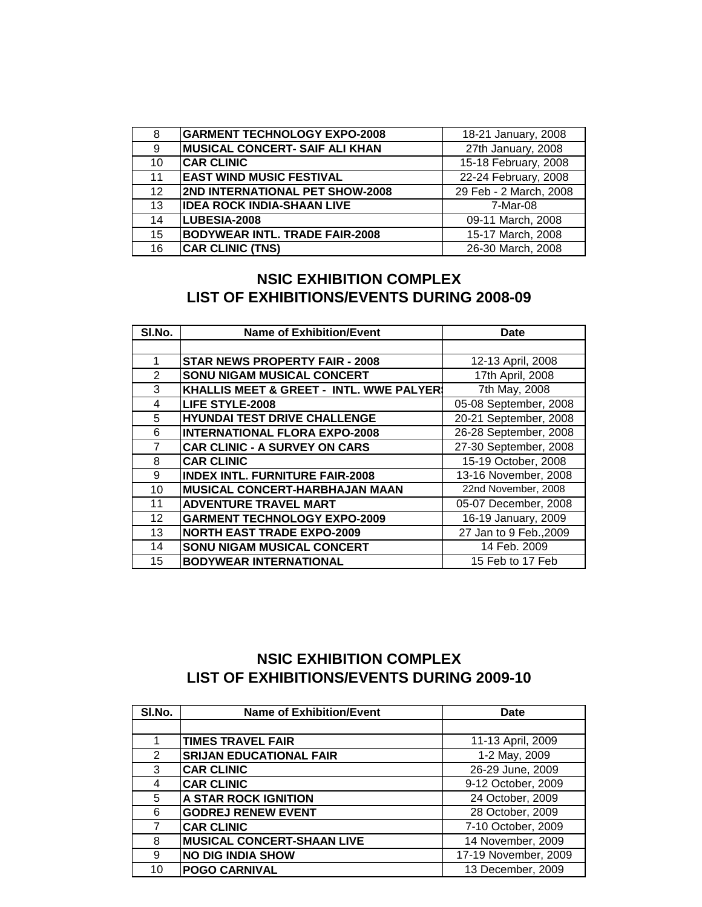| 8 | GARMENT TECHNOLOGY EXPO-2008 | 18-21 January, 2008 |
|---|---|---|
| 9 | MUSICAL CONCERT- SAIF ALI KHAN | 27th January, 2008 |
| 10 | CAR CLINIC | 15-18 February, 2008 |
| 11 | EAST WIND MUSIC FESTIVAL | 22-24 February, 2008 |
| 12 | 2ND INTERNATIONAL PET SHOW-2008 | 29 Feb - 2 March, 2008 |
| 13 | IDEA ROCK INDIA-SHAAN LIVE | 7-Mar-08 |
| 14 | LUBESIA-2008 | 09-11 March, 2008 |
| 15 | BODYWEAR INTL. TRADE FAIR-2008 | 15-17 March, 2008 |
| 16 | CAR CLINIC (TNS) | 26-30 March, 2008 |

## NSIC EXHIBITION COMPLEX
## LIST OF EXHIBITIONS/EVENTS DURING 2008-09

| Sl.No. | Name of Exhibition/Event | Date |
|---|---|---|
| | | |
| 1 | STAR NEWS PROPERTY FAIR - 2008 | 12-13 April, 2008 |
| 2 | SONU NIGAM MUSICAL CONCERT | 17th April, 2008 |
| 3 | KHALLIS MEET & GREET - INTL. WWE PALYERS | 7th May, 2008 |
| 4 | LIFE STYLE-2008 | 05-08 September, 2008 |
| 5 | HYUNDAI TEST DRIVE CHALLENGE | 20-21 September, 2008 |
| 6 | INTERNATIONAL FLORA EXPO-2008 | 26-28 September, 2008 |
| 7 | CAR CLINIC - A SURVEY ON CARS | 27-30 September, 2008 |
| 8 | CAR CLINIC | 15-19 October, 2008 |
| 9 | INDEX INTL. FURNITURE FAIR-2008 | 13-16 November, 2008 |
| 10 | MUSICAL CONCERT-HARBHAJAN MAAN | 22nd November, 2008 |
| 11 | ADVENTURE TRAVEL MART | 05-07 December, 2008 |
| 12 | GARMENT TECHNOLOGY EXPO-2009 | 16-19 January, 2009 |
| 13 | NORTH EAST TRADE EXPO-2009 | 27 Jan to 9 Feb.,2009 |
| 14 | SONU NIGAM MUSICAL CONCERT | 14 Feb. 2009 |
| 15 | BODYWEAR INTERNATIONAL | 15 Feb to 17 Feb |

## NSIC EXHIBITION COMPLEX
## LIST OF EXHIBITIONS/EVENTS DURING 2009-10

| Sl.No. | Name of Exhibition/Event | Date |
|---|---|---|
| | | |
| 1 | TIMES TRAVEL FAIR | 11-13 April, 2009 |
| 2 | SRIJAN EDUCATIONAL FAIR | 1-2 May, 2009 |
| 3 | CAR CLINIC | 26-29 June, 2009 |
| 4 | CAR CLINIC | 9-12 October, 2009 |
| 5 | A STAR ROCK IGNITION | 24 October, 2009 |
| 6 | GODREJ RENEW EVENT | 28 October, 2009 |
| 7 | CAR CLINIC | 7-10 October, 2009 |
| 8 | MUSICAL CONCERT-SHAAN LIVE | 14 November, 2009 |
| 9 | NO DIG INDIA SHOW | 17-19 November, 2009 |
| 10 | POGO CARNIVAL | 13 December, 2009 |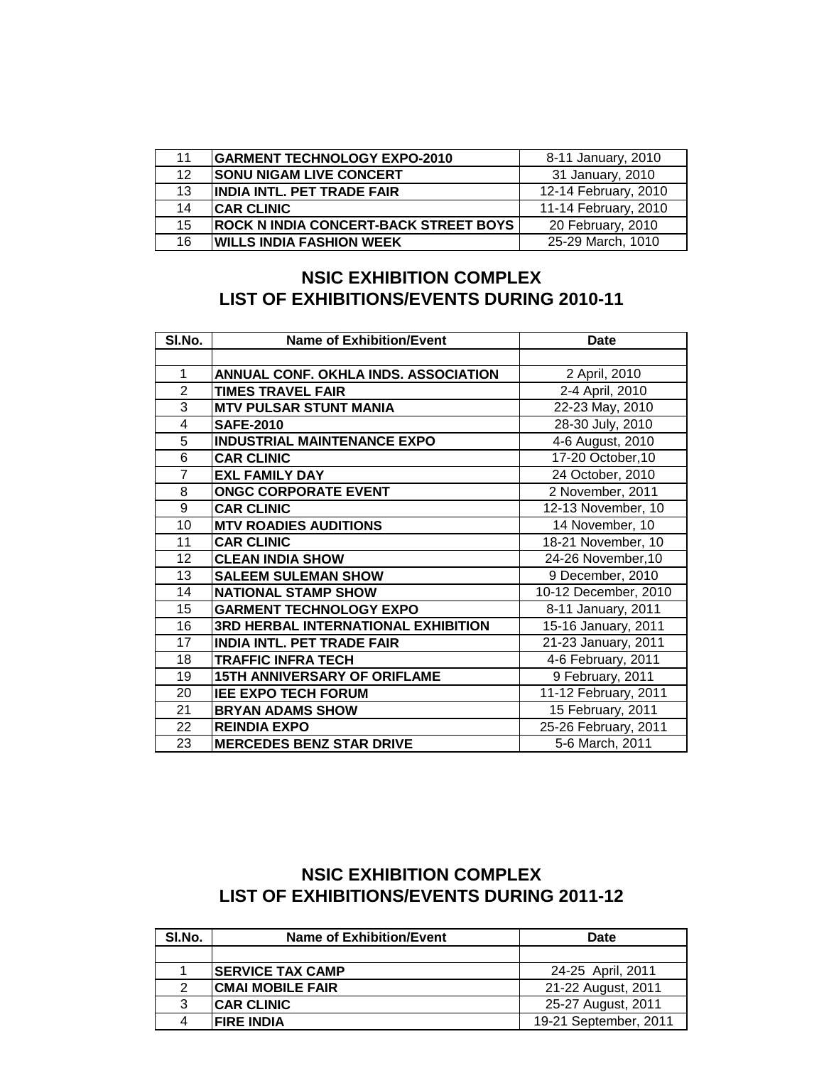| | | |
|---|---|---|
| 11 | **GARMENT TECHNOLOGY EXPO-2010** | 8-11 January, 2010 |
| 12 | **SONU NIGAM LIVE CONCERT** | 31 January, 2010 |
| 13 | **INDIA INTL. PET TRADE FAIR** | 12-14 February, 2010 |
| 14 | **CAR CLINIC** | 11-14 February, 2010 |
| 15 | **ROCK N INDIA CONCERT-BACK STREET BOYS** | 20 February, 2010 |
| 16 | **WILLS INDIA FASHION WEEK** | 25-29 March, 1010 |

## NSIC EXHIBITION COMPLEX
## LIST OF EXHIBITIONS/EVENTS DURING 2010-11

| Sl.No. | Name of Exhibition/Event | Date |
|---|---|---|
| | | |
| 1 | **ANNUAL CONF. OKHLA INDS. ASSOCIATION** | 2 April, 2010 |
| 2 | **TIMES TRAVEL FAIR** | 2-4 April, 2010 |
| 3 | **MTV PULSAR STUNT MANIA** | 22-23 May, 2010 |
| 4 | **SAFE-2010** | 28-30 July, 2010 |
| 5 | **INDUSTRIAL MAINTENANCE EXPO** | 4-6 August, 2010 |
| 6 | **CAR CLINIC** | 17-20 October,10 |
| 7 | **EXL FAMILY DAY** | 24 October, 2010 |
| 8 | **ONGC CORPORATE EVENT** | 2 November, 2011 |
| 9 | **CAR CLINIC** | 12-13 November, 10 |
| 10 | **MTV ROADIES AUDITIONS** | 14 November, 10 |
| 11 | **CAR CLINIC** | 18-21 November, 10 |
| 12 | **CLEAN INDIA SHOW** | 24-26 November,10 |
| 13 | **SALEEM SULEMAN SHOW** | 9 December, 2010 |
| 14 | **NATIONAL STAMP SHOW** | 10-12 December, 2010 |
| 15 | **GARMENT TECHNOLOGY EXPO** | 8-11 January, 2011 |
| 16 | **3RD HERBAL INTERNATIONAL EXHIBITION** | 15-16 January, 2011 |
| 17 | **INDIA INTL. PET TRADE FAIR** | 21-23 January, 2011 |
| 18 | **TRAFFIC INFRA TECH** | 4-6 February, 2011 |
| 19 | **15TH ANNIVERSARY OF ORIFLAME** | 9 February, 2011 |
| 20 | **IEE EXPO TECH FORUM** | 11-12 February, 2011 |
| 21 | **BRYAN ADAMS SHOW** | 15 February, 2011 |
| 22 | **REINDIA EXPO** | 25-26 February, 2011 |
| 23 | **MERCEDES BENZ STAR DRIVE** | 5-6 March, 2011 |

## NSIC EXHIBITION COMPLEX
## LIST OF EXHIBITIONS/EVENTS DURING 2011-12

| Sl.No. | Name of Exhibition/Event | Date |
|---|---|---|
| | | |
| 1 | **SERVICE TAX CAMP** | 24-25 April, 2011 |
| 2 | **CMAI MOBILE FAIR** | 21-22 August, 2011 |
| 3 | **CAR CLINIC** | 25-27 August, 2011 |
| 4 | **FIRE INDIA** | 19-21 September, 2011 |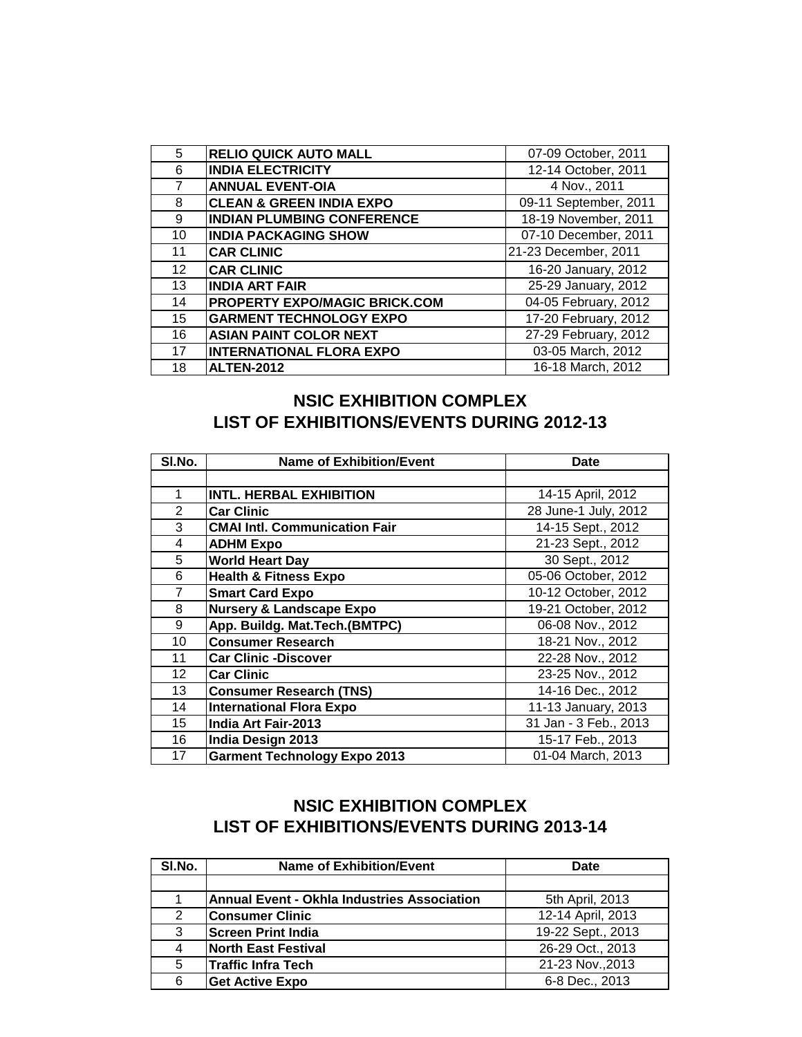| | | |
|---|---|---|
| 5 | **RELIO QUICK AUTO MALL** | 07-09 October, 2011 |
| 6 | **INDIA ELECTRICITY** | 12-14 October, 2011 |
| 7 | **ANNUAL EVENT-OIA** | 4 Nov., 2011 |
| 8 | **CLEAN & GREEN INDIA EXPO** | 09-11 September, 2011 |
| 9 | **INDIAN PLUMBING CONFERENCE** | 18-19 November, 2011 |
| 10 | **INDIA PACKAGING SHOW** | 07-10 December, 2011 |
| 11 | **CAR CLINIC** | 21-23 December, 2011 |
| 12 | **CAR CLINIC** | 16-20 January, 2012 |
| 13 | **INDIA ART FAIR** | 25-29 January, 2012 |
| 14 | **PROPERTY EXPO/MAGIC BRICK.COM** | 04-05 February, 2012 |
| 15 | **GARMENT TECHNOLOGY EXPO** | 17-20 February, 2012 |
| 16 | **ASIAN PAINT COLOR NEXT** | 27-29 February, 2012 |
| 17 | **INTERNATIONAL FLORA EXPO** | 03-05 March, 2012 |
| 18 | **ALTEN-2012** | 16-18 March, 2012 |

## NSIC EXHIBITION COMPLEX
## LIST OF EXHIBITIONS/EVENTS DURING 2012-13

| Sl.No. | Name of Exhibition/Event | Date |
|---|---|---|
| | | |
| 1 | **INTL. HERBAL EXHIBITION** | 14-15 April, 2012 |
| 2 | **Car Clinic** | 28 June-1 July, 2012 |
| 3 | **CMAI Intl. Communication Fair** | 14-15 Sept., 2012 |
| 4 | **ADHM Expo** | 21-23 Sept., 2012 |
| 5 | **World Heart Day** | 30 Sept., 2012 |
| 6 | **Health & Fitness Expo** | 05-06 October, 2012 |
| 7 | **Smart Card Expo** | 10-12 October, 2012 |
| 8 | **Nursery & Landscape Expo** | 19-21 October, 2012 |
| 9 | **App. Buildg. Mat.Tech.(BMTPC)** | 06-08 Nov., 2012 |
| 10 | **Consumer Research** | 18-21 Nov., 2012 |
| 11 | **Car Clinic -Discover** | 22-28 Nov., 2012 |
| 12 | **Car Clinic** | 23-25 Nov., 2012 |
| 13 | **Consumer Research (TNS)** | 14-16 Dec., 2012 |
| 14 | **International Flora Expo** | 11-13 January, 2013 |
| 15 | **India Art Fair-2013** | 31 Jan - 3 Feb., 2013 |
| 16 | **India Design 2013** | 15-17 Feb., 2013 |
| 17 | **Garment Technology Expo 2013** | 01-04 March, 2013 |

## NSIC EXHIBITION COMPLEX
## LIST OF EXHIBITIONS/EVENTS DURING 2013-14

| Sl.No. | Name of Exhibition/Event | Date |
|---|---|---|
| | | |
| 1 | **Annual Event - Okhla Industries Association** | 5th April, 2013 |
| 2 | **Consumer Clinic** | 12-14 April, 2013 |
| 3 | **Screen Print India** | 19-22 Sept., 2013 |
| 4 | **North East Festival** | 26-29 Oct., 2013 |
| 5 | **Traffic Infra Tech** | 21-23 Nov.,2013 |
| 6 | **Get Active Expo** | 6-8 Dec., 2013 |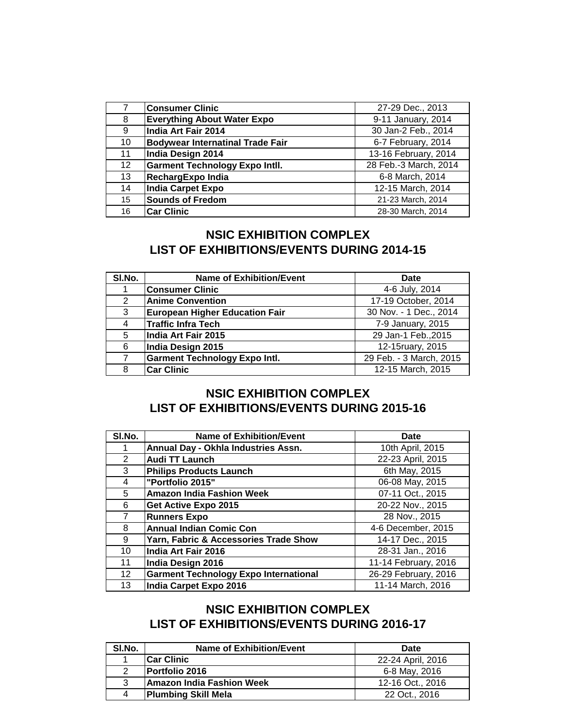| | | |
|---|---|---|
| 7 | **Consumer Clinic** | 27-29 Dec., 2013 |
| 8 | **Everything About Water Expo** | 9-11 January, 2014 |
| 9 | **India Art Fair 2014** | 30 Jan-2 Feb., 2014 |
| 10 | **Bodywear Internatinal Trade Fair** | 6-7 February, 2014 |
| 11 | **India Design 2014** | 13-16 February, 2014 |
| 12 | **Garment Technology Expo Intll.** | 28 Feb.-3 March, 2014 |
| 13 | **RechargExpo India** | 6-8 March, 2014 |
| 14 | **India Carpet Expo** | 12-15 March, 2014 |
| 15 | **Sounds of Fredom** | 21-23 March, 2014 |
| 16 | **Car Clinic** | 28-30 March, 2014 |

## NSIC EXHIBITION COMPLEX
## LIST OF EXHIBITIONS/EVENTS DURING 2014-15

| Sl.No. | Name of Exhibition/Event | Date |
|---|---|---|
| 1 | **Consumer Clinic** | 4-6 July, 2014 |
| 2 | **Anime Convention** | 17-19 October, 2014 |
| 3 | **European Higher Education Fair** | 30 Nov. - 1 Dec., 2014 |
| 4 | **Traffic Infra Tech** | 7-9 January, 2015 |
| 5 | **India Art Fair 2015** | 29 Jan-1 Feb.,2015 |
| 6 | **India Design 2015** | 12-15ruary, 2015 |
| 7 | **Garment Technology Expo Intl.** | 29 Feb. - 3 March, 2015 |
| 8 | **Car Clinic** | 12-15 March, 2015 |

## NSIC EXHIBITION COMPLEX
## LIST OF EXHIBITIONS/EVENTS DURING 2015-16

| Sl.No. | Name of Exhibition/Event | Date |
|---|---|---|
| 1 | **Annual Day - Okhla Industries Assn.** | 10th April, 2015 |
| 2 | **Audi TT Launch** | 22-23 April, 2015 |
| 3 | **Philips Products Launch** | 6th May, 2015 |
| 4 | **"Portfolio 2015"** | 06-08 May, 2015 |
| 5 | **Amazon India Fashion Week** | 07-11 Oct., 2015 |
| 6 | **Get Active Expo 2015** | 20-22 Nov., 2015 |
| 7 | **Runners Expo** | 28 Nov., 2015 |
| 8 | **Annual Indian Comic Con** | 4-6 December, 2015 |
| 9 | **Yarn, Fabric & Accessories Trade Show** | 14-17 Dec., 2015 |
| 10 | **India Art Fair 2016** | 28-31 Jan., 2016 |
| 11 | **India Design 2016** | 11-14 February, 2016 |
| 12 | **Garment Technology Expo International** | 26-29 February, 2016 |
| 13 | **India Carpet Expo 2016** | 11-14 March, 2016 |

## NSIC EXHIBITION COMPLEX
## LIST OF EXHIBITIONS/EVENTS DURING 2016-17

| Sl.No. | Name of Exhibition/Event | Date |
|---|---|---|
| 1 | **Car Clinic** | 22-24 April, 2016 |
| 2 | **Portfolio 2016** | 6-8 May, 2016 |
| 3 | **Amazon India Fashion Week** | 12-16 Oct., 2016 |
| 4 | **Plumbing Skill Mela** | 22 Oct., 2016 |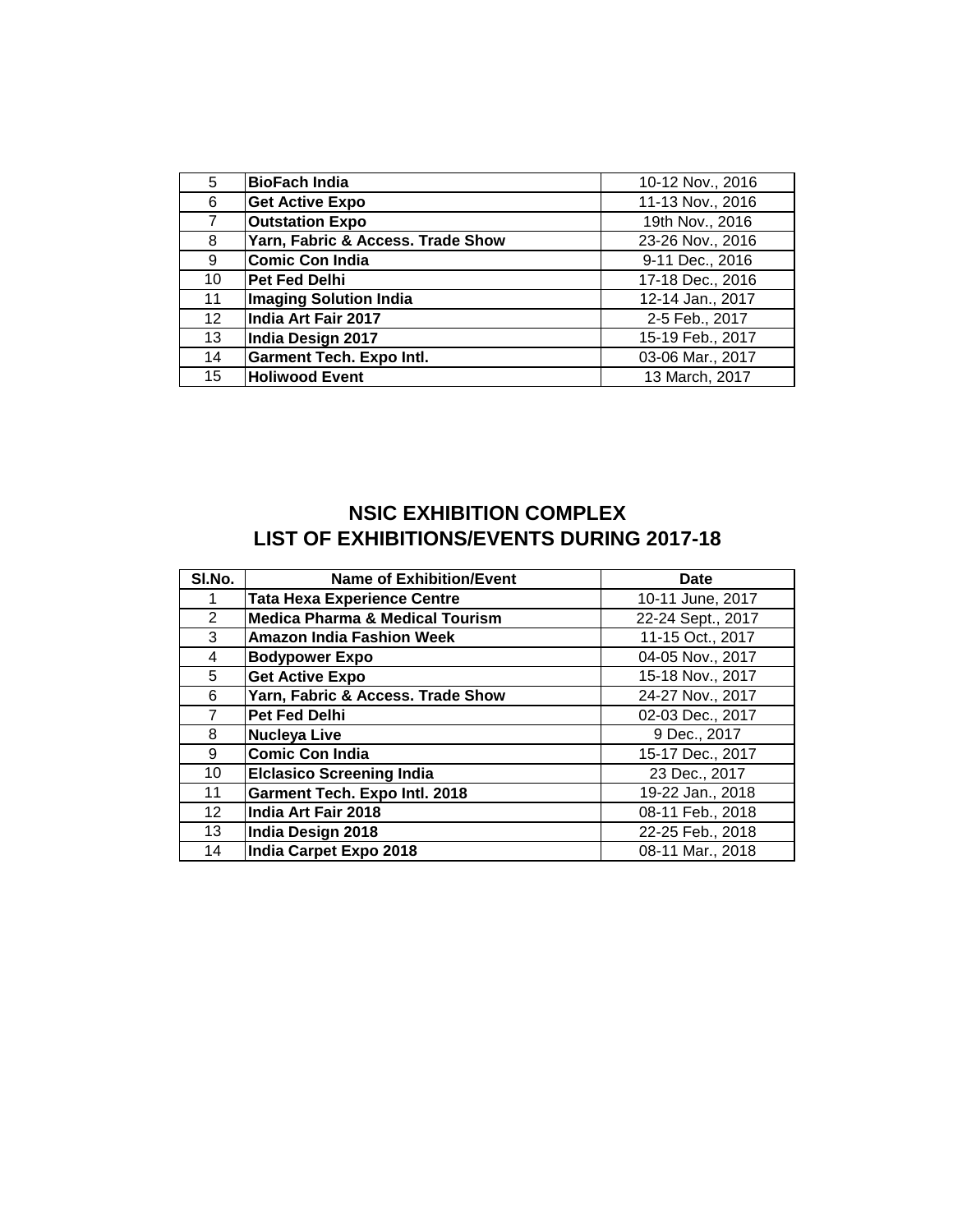| | | |
|---|---|---|
| 5 | **BioFach India** | 10-12 Nov., 2016 |
| 6 | **Get Active Expo** | 11-13 Nov., 2016 |
| 7 | **Outstation Expo** | 19th Nov., 2016 |
| 8 | **Yarn, Fabric & Access. Trade Show** | 23-26 Nov., 2016 |
| 9 | **Comic Con India** | 9-11 Dec., 2016 |
| 10 | **Pet Fed Delhi** | 17-18 Dec., 2016 |
| 11 | **Imaging Solution India** | 12-14 Jan., 2017 |
| 12 | **India Art Fair 2017** | 2-5 Feb., 2017 |
| 13 | **India Design 2017** | 15-19 Feb., 2017 |
| 14 | **Garment Tech. Expo Intl.** | 03-06 Mar., 2017 |
| 15 | **Holiwood Event** | 13 March, 2017 |

## NSIC EXHIBITION COMPLEX
## LIST OF EXHIBITIONS/EVENTS DURING 2017-18

| Sl.No. | Name of Exhibition/Event | Date |
|---|---|---|
| 1 | **Tata Hexa Experience Centre** | 10-11 June, 2017 |
| 2 | **Medica Pharma & Medical Tourism** | 22-24 Sept., 2017 |
| 3 | **Amazon India Fashion Week** | 11-15 Oct., 2017 |
| 4 | **Bodypower Expo** | 04-05 Nov., 2017 |
| 5 | **Get Active Expo** | 15-18 Nov., 2017 |
| 6 | **Yarn, Fabric & Access. Trade Show** | 24-27 Nov., 2017 |
| 7 | **Pet Fed Delhi** | 02-03 Dec., 2017 |
| 8 | **Nucleya Live** | 9 Dec., 2017 |
| 9 | **Comic Con India** | 15-17 Dec., 2017 |
| 10 | **Elclasico Screening India** | 23 Dec., 2017 |
| 11 | **Garment Tech. Expo Intl. 2018** | 19-22 Jan., 2018 |
| 12 | **India Art Fair 2018** | 08-11 Feb., 2018 |
| 13 | **India Design 2018** | 22-25 Feb., 2018 |
| 14 | **India Carpet Expo 2018** | 08-11 Mar., 2018 |